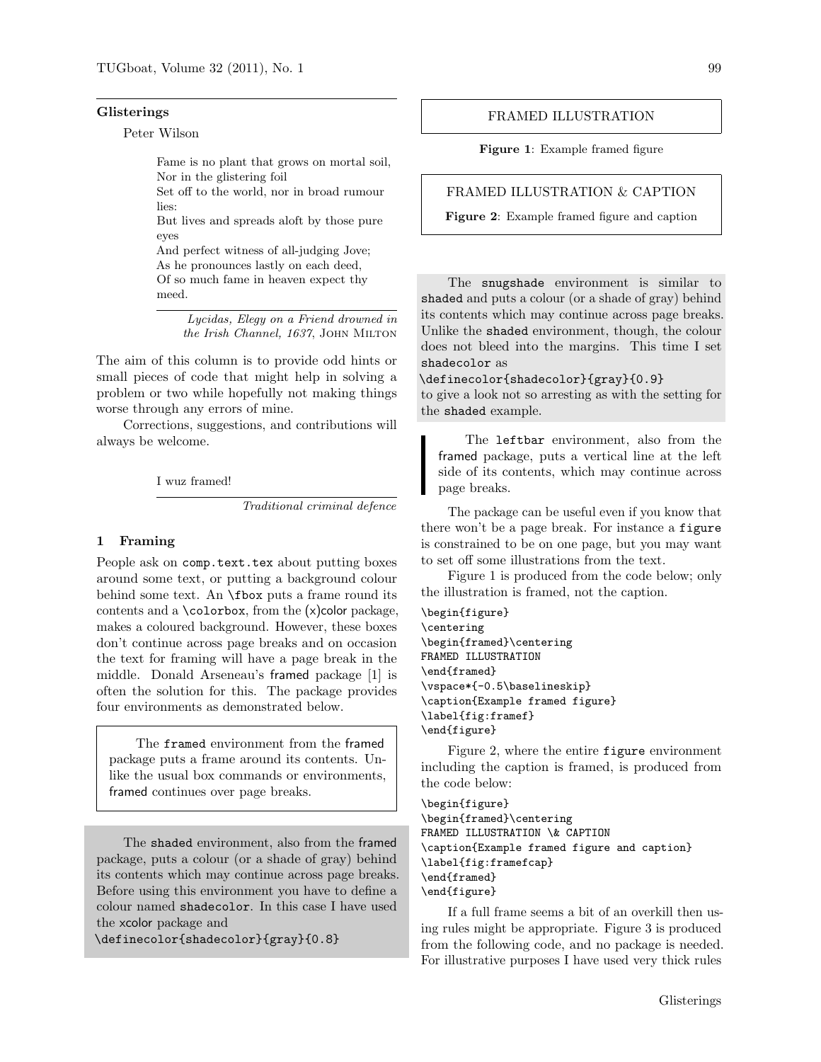## Glisterings

Peter Wilson

> Fame is no plant that grows on mortal soil,
> Nor in the glistering foil
> Set off to the world, nor in broad rumour lies:
> But lives and spreads aloft by those pure eyes
> And perfect witness of all-judging Jove;
> As he pronounces lastly on each deed,
> Of so much fame in heaven expect thy meed.
>
> *Lycidas, Elegy on a Friend drowned in the Irish Channel, 1637*, John Milton

The aim of this column is to provide odd hints or small pieces of code that might help in solving a problem or two while hopefully not making things worse through any errors of mine.

Corrections, suggestions, and contributions will always be welcome.

> I wuz framed!
>
> *Traditional criminal defence*

### 1 Framing

People ask on comp.text.tex about putting boxes around some text, or putting a background colour behind some text. An \fbox puts a frame round its contents and a \colorbox, from the (x)color package, makes a coloured background. However, these boxes don't continue across page breaks and on occasion the text for framing will have a page break in the middle. Donald Arseneau's framed package [1] is often the solution for this. The package provides four environments as demonstrated below.

The framed environment from the framed package puts a frame around its contents. Unlike the usual box commands or environments, framed continues over page breaks.

The shaded environment, also from the framed package, puts a colour (or a shade of gray) behind its contents which may continue across page breaks. Before using this environment you have to define a colour named shadecolor. In this case I have used the xcolor package and
\definecolor{shadecolor}{gray}{0.8}

FRAMED ILLUSTRATION

**Figure 1**: Example framed figure

FRAMED ILLUSTRATION & CAPTION

**Figure 2**: Example framed figure and caption

The snugshade environment is similar to shaded and puts a colour (or a shade of gray) behind its contents which may continue across page breaks. Unlike the shaded environment, though, the colour does not bleed into the margins. This time I set shadecolor as
\definecolor{shadecolor}{gray}{0.9}
to give a look not so arresting as with the setting for the shaded example.

The leftbar environment, also from the framed package, puts a vertical line at the left side of its contents, which may continue across page breaks.

The package can be useful even if you know that there won't be a page break. For instance a figure is constrained to be on one page, but you may want to set off some illustrations from the text.

Figure 1 is produced from the code below; only the illustration is framed, not the caption.

```
\begin{figure}
\centering
\begin{framed}\centering
FRAMED ILLUSTRATION
\end{framed}
\vspace*{-0.5\baselineskip}
\caption{Example framed figure}
\label{fig:framef}
\end{figure}
```

Figure 2, where the entire figure environment including the caption is framed, is produced from the code below:

```
\begin{figure}
\begin{framed}\centering
FRAMED ILLUSTRATION \& CAPTION
\caption{Example framed figure and caption}
\label{fig:framefcap}
\end{framed}
\end{figure}
```

If a full frame seems a bit of an overkill then using rules might be appropriate. Figure 3 is produced from the following code, and no package is needed. For illustrative purposes I have used very thick rules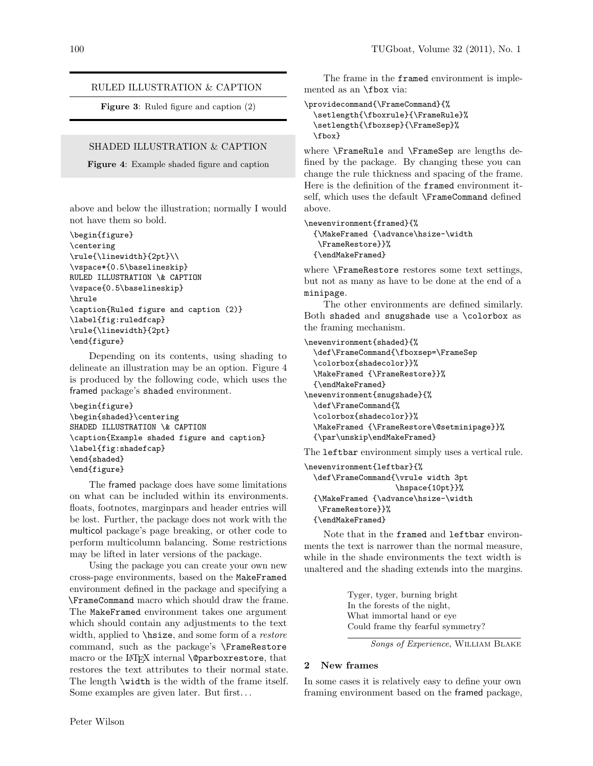RULED ILLUSTRATION & CAPTION

**Figure 3**: Ruled figure and caption (2)

SHADED ILLUSTRATION & CAPTION

**Figure 4**: Example shaded figure and caption

above and below the illustration; normally I would not have them so bold.

```
\begin{figure}
\centering
\rule{\linewidth}{2pt}\\
\vspace*{0.5\baselineskip}
RULED ILLUSTRATION \& CAPTION
\vspace{0.5\baselineskip}
\hrule
\caption{Ruled figure and caption (2)}
\label{fig:ruledfcap}
\rule{\linewidth}{2pt}
\end{figure}
```

Depending on its contents, using shading to delineate an illustration may be an option. Figure 4 is produced by the following code, which uses the framed package's shaded environment.

```
\begin{figure}
\begin{shaded}\centering
SHADED ILLUSTRATION \& CAPTION
\caption{Example shaded figure and caption}
\label{fig:shadefcap}
\end{shaded}
\end{figure}
```

The framed package does have some limitations on what can be included within its environments. floats, footnotes, marginpars and header entries will be lost. Further, the package does not work with the multicol package's page breaking, or other code to perform multicolumn balancing. Some restrictions may be lifted in later versions of the package.

Using the package you can create your own new cross-page environments, based on the MakeFramed environment defined in the package and specifying a \FrameCommand macro which should draw the frame. The MakeFramed environment takes one argument which should contain any adjustments to the text width, applied to \hsize, and some form of a *restore* command, such as the package's \FrameRestore macro or the LaTeX internal \@parboxrestore, that restores the text attributes to their normal state. The length \width is the width of the frame itself. Some examples are given later. But first…

The frame in the framed environment is implemented as an \fbox via:

```
\providecommand{\FrameCommand}{%
  \setlength{\fboxrule}{\FrameRule}%
  \setlength{\fboxsep}{\FrameSep}%
  \fbox}
```

where \FrameRule and \FrameSep are lengths defined by the package. By changing these you can change the rule thickness and spacing of the frame. Here is the definition of the framed environment itself, which uses the default \FrameCommand defined above.

```
\newenvironment{framed}{%
  {\MakeFramed {\advance\hsize-\width
   \FrameRestore}}%
  {\endMakeFramed}
```

where \FrameRestore restores some text settings, but not as many as have to be done at the end of a minipage.

The other environments are defined similarly. Both shaded and snugshade use a \colorbox as the framing mechanism.

```
\newenvironment{shaded}{%
  \def\FrameCommand{\fboxsep=\FrameSep
  \colorbox{shadecolor}}%
  \MakeFramed {\FrameRestore}}%
  {\endMakeFramed}
\newenvironment{snugshade}{%
  \def\FrameCommand{%
  \colorbox{shadecolor}}%
  \MakeFramed {\FrameRestore\@setminipage}}%
  {\par\unskip\endMakeFramed}
```

The leftbar environment simply uses a vertical rule.

```
\newenvironment{leftbar}{%
  \def\FrameCommand{\vrule width 3pt
                  \hspace{10pt}}%
  {\MakeFramed {\advance\hsize-\width
   \FrameRestore}}%
  {\endMakeFramed}
```

Note that in the framed and leftbar environments the text is narrower than the normal measure, while in the shade environments the text width is unaltered and the shading extends into the margins.

> Tyger, tyger, burning bright
> In the forests of the night,
> What immortal hand or eye
> Could frame thy fearful symmetry?
>
> *Songs of Experience*, William Blake

## 2 New frames

In some cases it is relatively easy to define your own framing environment based on the framed package,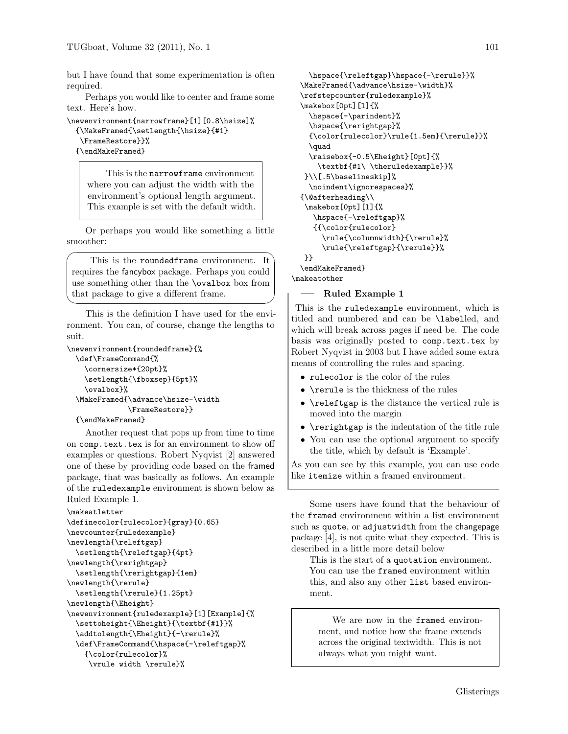but I have found that some experimentation is often required.

Perhaps you would like to center and frame some text. Here's how.

```
\newenvironment{narrowframe}[1][0.8\hsize]%
  {\MakeFramed{\setlength{\hsize}{#1}
   \FrameRestore}}%
  {\endMakeFramed}
```

> This is the `narrowframe` environment where you can adjust the width with the environment's optional length argument. This example is set with the default width.

Or perhaps you would like something a little smoother:

> This is the `roundedframe` environment. It requires the fancybox package. Perhaps you could use something other than the `\ovalbox` box from that package to give a different frame.

This is the definition I have used for the environment. You can, of course, change the lengths to suit.

```
\newenvironment{roundedframe}{%
  \def\FrameCommand{%
    \cornersize*{20pt}%
    \setlength{\fboxsep}{5pt}%
    \ovalbox}%
  \MakeFramed{\advance\hsize-\width
              \FrameRestore}}
  {\endMakeFramed}
```

Another request that pops up from time to time on `comp.text.tex` is for an environment to show off examples or questions. Robert Nyqvist [2] answered one of these by providing code based on the framed package, that was basically as follows. An example of the `ruledexample` environment is shown below as Ruled Example 1.

```
\makeatletter
\definecolor{rulecolor}{gray}{0.65}
\newcounter{ruledexample}
\newlength{\releftgap}
  \setlength{\releftgap}{4pt}
\newlength{\rerightgap}
  \setlength{\rerightgap}{1em}
\newlength{\rerule}
  \setlength{\rerule}{1.25pt}
\newlength{\Eheight}
\newenvironment{ruledexample}[1][Example]{%
  \settoheight{\Eheight}{\textbf{#1}}%
  \addtolength{\Eheight}{-\rerule}%
  \def\FrameCommand{\hspace{-\releftgap}%
    {\color{rulecolor}%
     \vrule width \rerule}%
    \hspace{\releftgap}\hspace{-\rerule}}%
  \MakeFramed{\advance\hsize-\width}%
  \refstepcounter{ruledexample}%
  \makebox[0pt][l]{%
    \hspace{-\parindent}%
    \hspace{\rerightgap}%
    {\color{rulecolor}\rule{1.5em}{\rerule}}%
    \quad
    \raisebox{-0.5\Eheight}[0pt]{%
      \textbf{#1\ \theruledexample}}%
   }\\[.5\baselineskip]%
    \noindent\ignorespaces}%
  {\@afterheading\\
   \makebox[0pt][l]{%
     \hspace{-\releftgap}%
     {{\color{rulecolor}
       \rule{\columnwidth}{\rerule}%
       \rule{\releftgap}{\rerule}}%
   }}
  \endMakeFramed}
\makeatother
```

**Ruled Example 1**

This is the `ruledexample` environment, which is titled and numbered and can be `\labelled`, and which will break across pages if need be. The code basis was originally posted to `comp.text.tex` by Robert Nyqvist in 2003 but I have added some extra means of controlling the rules and spacing.

- `rulecolor` is the color of the rules
- `\rerule` is the thickness of the rules
- `\releftgap` is the distance the vertical rule is moved into the margin
- `\rerightgap` is the indentation of the title rule
- You can use the optional argument to specify the title, which by default is 'Example'.

As you can see by this example, you can use code like `itemize` within a framed environment.

Some users have found that the behaviour of the `framed` environment within a list environment such as `quote`, or `adjustwidth` from the changepage package [4], is not quite what they expected. This is described in a little more detail below

> This is the start of a `quotation` environment. You can use the `framed` environment within this, and also any other `list` based environment.
>
> > We are now in the `framed` environment, and notice how the frame extends across the original textwidth. This is not always what you might want.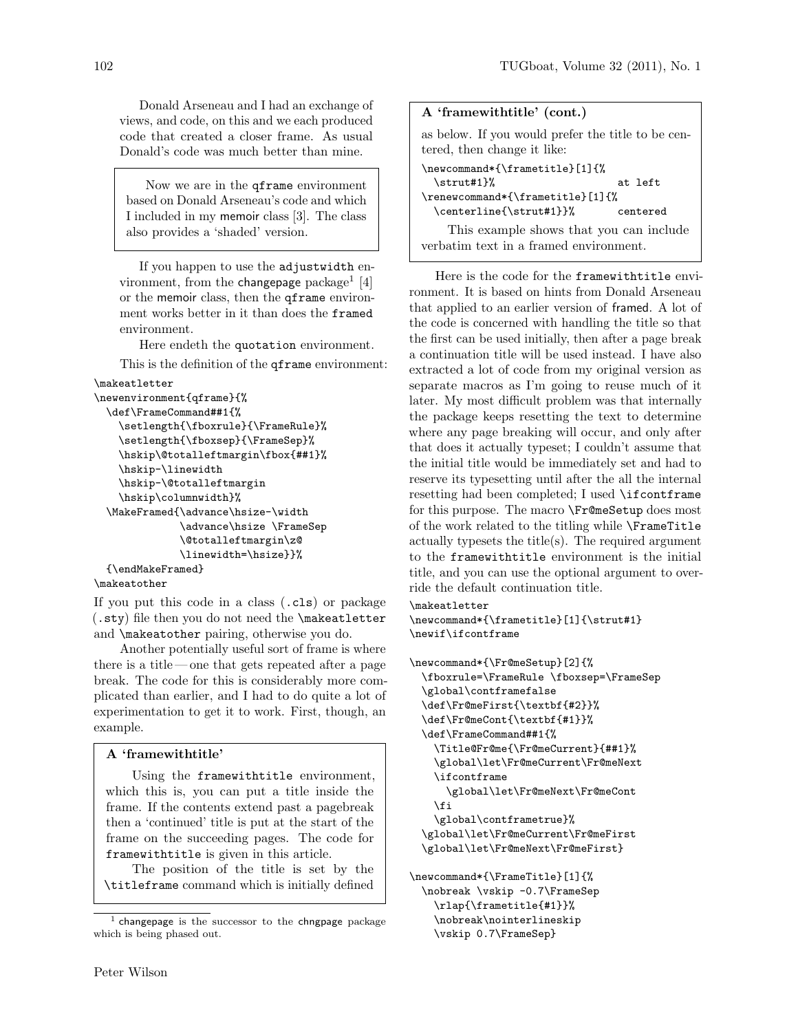Donald Arseneau and I had an exchange of views, and code, on this and we each produced code that created a closer frame. As usual Donald's code was much better than mine.

> Now we are in the qframe environment based on Donald Arseneau's code and which I included in my memoir class [3]. The class also provides a 'shaded' version.

If you happen to use the adjustwidth environment, from the changepage package[1] [4] or the memoir class, then the qframe environment works better in it than does the framed environment.

Here endeth the quotation environment.

This is the definition of the qframe environment:

```
\makeatletter
\newenvironment{qframe}{%
  \def\FrameCommand##1{%
    \setlength{\fboxrule}{\FrameRule}%
    \setlength{\fboxsep}{\FrameSep}%
    \hskip\@totalleftmargin\fbox{##1}%
    \hskip-\linewidth
    \hskip-\@totalleftmargin
    \hskip\columnwidth}%
  \MakeFramed{\advance\hsize-\width
              \advance\hsize \FrameSep
              \@totalleftmargin\z@
              \linewidth=\hsize}}%
  {\endMakeFramed}
\makeatother
```

If you put this code in a class (.cls) or package (.sty) file then you do not need the \makeatletter and \makeatother pairing, otherwise you do.

Another potentially useful sort of frame is where there is a title — one that gets repeated after a page break. The code for this is considerably more complicated than earlier, and I had to do quite a lot of experimentation to get it to work. First, though, an example.

> **A 'framewithtitle'**
>
> Using the framewithtitle environment, which this is, you can put a title inside the frame. If the contents extend past a pagebreak then a 'continued' title is put at the start of the frame on the succeeding pages. The code for framewithtitle is given in this article.
>
> The position of the title is set by the \titleframe command which is initially defined

> **A 'framewithtitle' (cont.)**
>
> as below. If you would prefer the title to be centered, then change it like:
>
> ```
> \newcommand*{\frametitle}[1]{%
>   \strut#1}%                    at left
> \renewcommand*{\frametitle}[1]{%
>   \centerline{\strut#1}}%       centered
> ```
>
> This example shows that you can include verbatim text in a framed environment.

Here is the code for the framewithtitle environment. It is based on hints from Donald Arseneau that applied to an earlier version of framed. A lot of the code is concerned with handling the title so that the first can be used initially, then after a page break a continuation title will be used instead. I have also extracted a lot of code from my original version as separate macros as I'm going to reuse much of it later. My most difficult problem was that internally the package keeps resetting the text to determine where any page breaking will occur, and only after that does it actually typeset; I couldn't assume that the initial title would be immediately set and had to reserve its typesetting until after the all the internal resetting had been completed; I used \ifcontframe for this purpose. The macro \Fr@meSetup does most of the work related to the titling while \FrameTitle actually typesets the title(s). The required argument to the framewithtitle environment is the initial title, and you can use the optional argument to override the default continuation title.

```
\makeatletter
\newcommand*{\frametitle}[1]{\strut#1}
\newif\ifcontframe

\newcommand*{\Fr@meSetup}[2]{%
  \fboxrule=\FrameRule \fboxsep=\FrameSep
  \global\contframefalse
  \def\Fr@meFirst{\textbf{#2}}%
  \def\Fr@meCont{\textbf{#1}}%
  \def\FrameCommand##1{%
    \Title@Fr@me{\Fr@meCurrent}{##1}%
    \global\let\Fr@meCurrent\Fr@meNext
    \ifcontframe
      \global\let\Fr@meNext\Fr@meCont
    \fi
    \global\contframetrue}%
  \global\let\Fr@meCurrent\Fr@meFirst
  \global\let\Fr@meNext\Fr@meFirst}

\newcommand*{\FrameTitle}[1]{%
  \nobreak \vskip -0.7\FrameSep
    \rlap{\frametitle{#1}}%
    \nobreak\nointerlineskip
    \vskip 0.7\FrameSep}
```

[1] changepage is the successor to the chngpage package which is being phased out.

Peter Wilson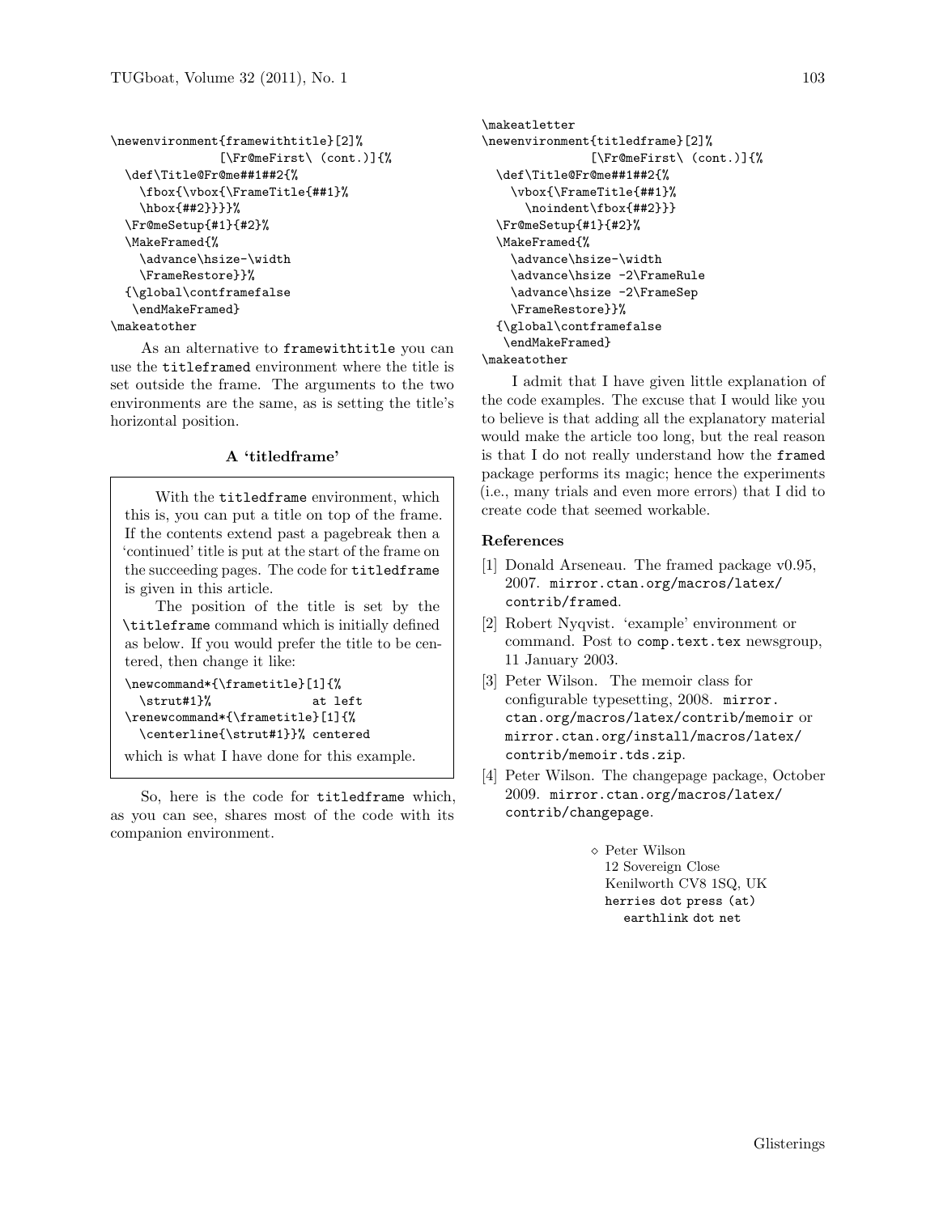```
\newenvironment{framewithtitle}[2]%
              [\Fr@meFirst\ (cont.)]{%
  \def\Title@Fr@me##1##2{%
    \fbox{\vbox{\FrameTitle{##1}%
    \hbox{##2}}}}%
  \Fr@meSetup{#1}{#2}%
  \MakeFramed{%
    \advance\hsize-\width
    \FrameRestore}}%
  {\global\contframefalse
   \endMakeFramed}
\makeatother
```

As an alternative to `framewithtitle` you can use the `titleframed` environment where the title is set outside the frame. The arguments to the two environments are the same, as is setting the title's horizontal position.

**A 'titledframe'**

> With the `titledframe` environment, which this is, you can put a title on top of the frame. If the contents extend past a pagebreak then a 'continued' title is put at the start of the frame on the succeeding pages. The code for `titledframe` is given in this article.
>
> The position of the title is set by the `\titleframe` command which is initially defined as below. If you would prefer the title to be centered, then change it like:
>
> ```
> \newcommand*{\frametitle}[1]{%
>   \strut#1}%              at left
> \renewcommand*{\frametitle}[1]{%
>   \centerline{\strut#1}}% centered
> ```
>
> which is what I have done for this example.

So, here is the code for `titledframe` which, as you can see, shares most of the code with its companion environment.

```
\makeatletter
\newenvironment{titledframe}[2]%
              [\Fr@meFirst\ (cont.)]{%
  \def\Title@Fr@me##1##2{%
    \vbox{\FrameTitle{##1}%
      \noindent\fbox{##2}}}
  \Fr@meSetup{#1}{#2}%
  \MakeFramed{%
    \advance\hsize-\width
    \advance\hsize -2\FrameRule
    \advance\hsize -2\FrameSep
    \FrameRestore}}%
  {\global\contframefalse
   \endMakeFramed}
\makeatother
```

I admit that I have given little explanation of the code examples. The excuse that I would like you to believe is that adding all the explanatory material would make the article too long, but the real reason is that I do not really understand how the `framed` package performs its magic; hence the experiments (i.e., many trials and even more errors) that I did to create code that seemed workable.

### References

[1] Donald Arseneau. The framed package v0.95, 2007. `mirror.ctan.org/macros/latex/contrib/framed`.

[2] Robert Nyqvist. 'example' environment or command. Post to `comp.text.tex` newsgroup, 11 January 2003.

[3] Peter Wilson. The memoir class for configurable typesetting, 2008. `mirror.ctan.org/macros/latex/contrib/memoir` or `mirror.ctan.org/install/macros/latex/contrib/memoir.tds.zip`.

[4] Peter Wilson. The changepage package, October 2009. `mirror.ctan.org/macros/latex/contrib/changepage`.

◇ Peter Wilson
12 Sovereign Close
Kenilworth CV8 1SQ, UK
`herries dot press (at) earthlink dot net`